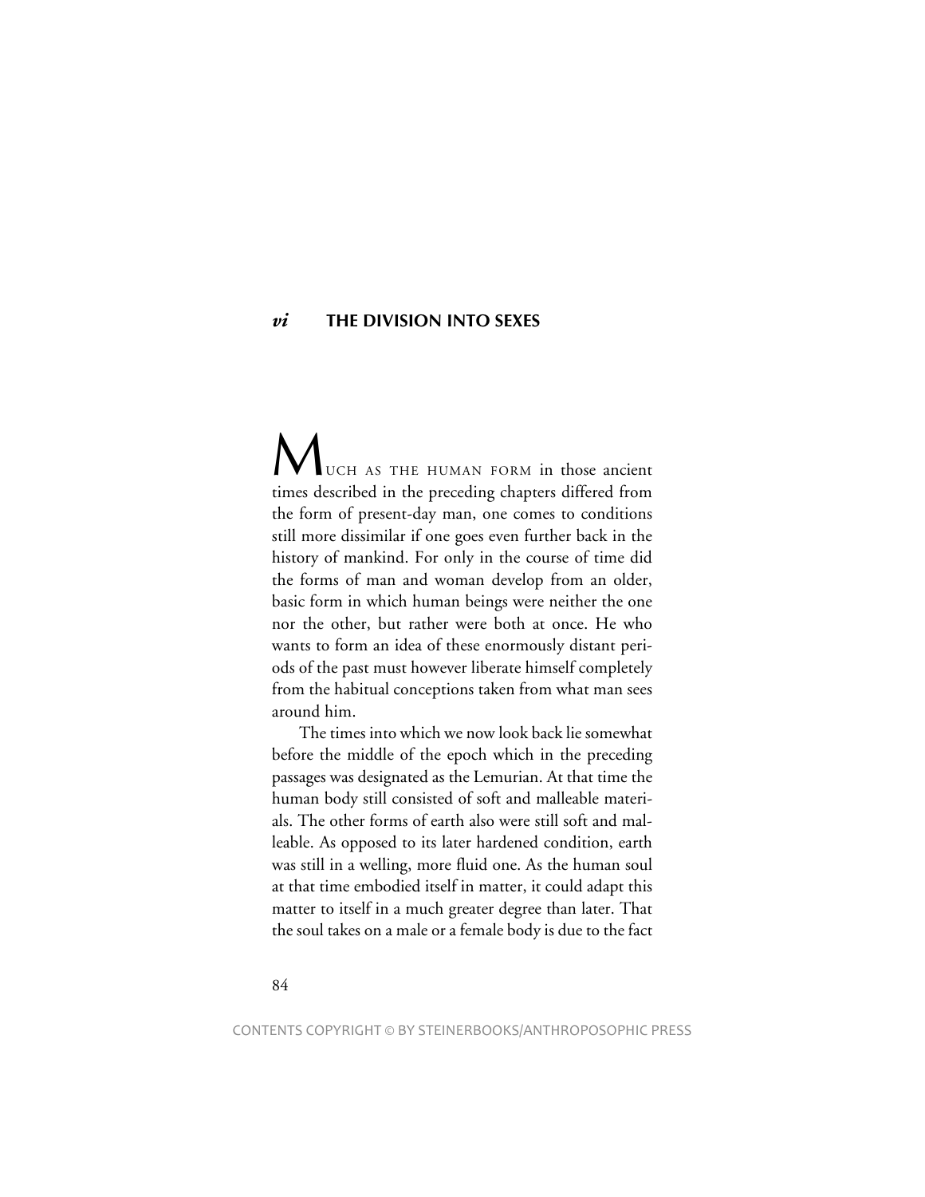# *vi* THE DIVISION INTO SEXES

MUCH AS THE HUMAN FORM in those ancient times described in the preceding chapters differed from the form of present-day man, one comes to conditions still more dissimilar if one goes even further back in the history of mankind. For only in the course of time did the forms of man and woman develop from an older, basic form in which human beings were neither the one nor the other, but rather were both at once. He who wants to form an idea of these enormously distant periods of the past must however liberate himself completely from the habitual conceptions taken from what man sees around him.

The times into which we now look back lie somewhat before the middle of the epoch which in the preceding passages was designated as the Lemurian. At that time the human body still consisted of soft and malleable materials. The other forms of earth also were still soft and malleable. As opposed to its later hardened condition, earth was still in a welling, more fluid one. As the human soul at that time embodied itself in matter, it could adapt this matter to itself in a much greater degree than later. That the soul takes on a male or a female body is due to the fact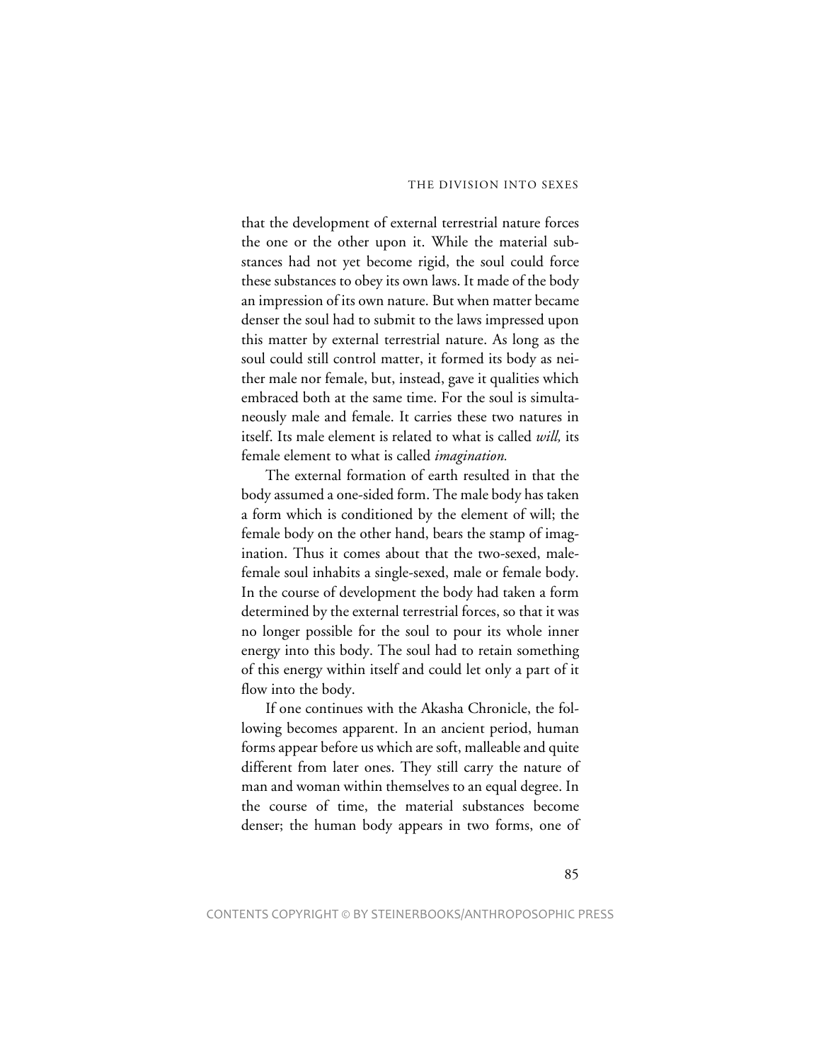that the development of external terrestrial nature forces the one or the other upon it. While the material substances had not yet become rigid, the soul could force these substances to obey its own laws. It made of the body an impression of its own nature. But when matter became denser the soul had to submit to the laws impressed upon this matter by external terrestrial nature. As long as the soul could still control matter, it formed its body as neither male nor female, but, instead, gave it qualities which embraced both at the same time. For the soul is simultaneously male and female. It carries these two natures in itself. Its male element is related to what is called *will,* its female element to what is called *imagination.*

The external formation of earth resulted in that the body assumed a one-sided form. The male body has taken a form which is conditioned by the element of will; the female body on the other hand, bears the stamp of imagination. Thus it comes about that the two-sexed, male-female soul inhabits a single-sexed, male or female body. In the course of development the body had taken a form determined by the external terrestrial forces, so that it was no longer possible for the soul to pour its whole inner energy into this body. The soul had to retain something of this energy within itself and could let only a part of it flow into the body.

If one continues with the Akasha Chronicle, the following becomes apparent. In an ancient period, human forms appear before us which are soft, malleable and quite different from later ones. They still carry the nature of man and woman within themselves to an equal degree. In the course of time, the material substances become denser; the human body appears in two forms, one of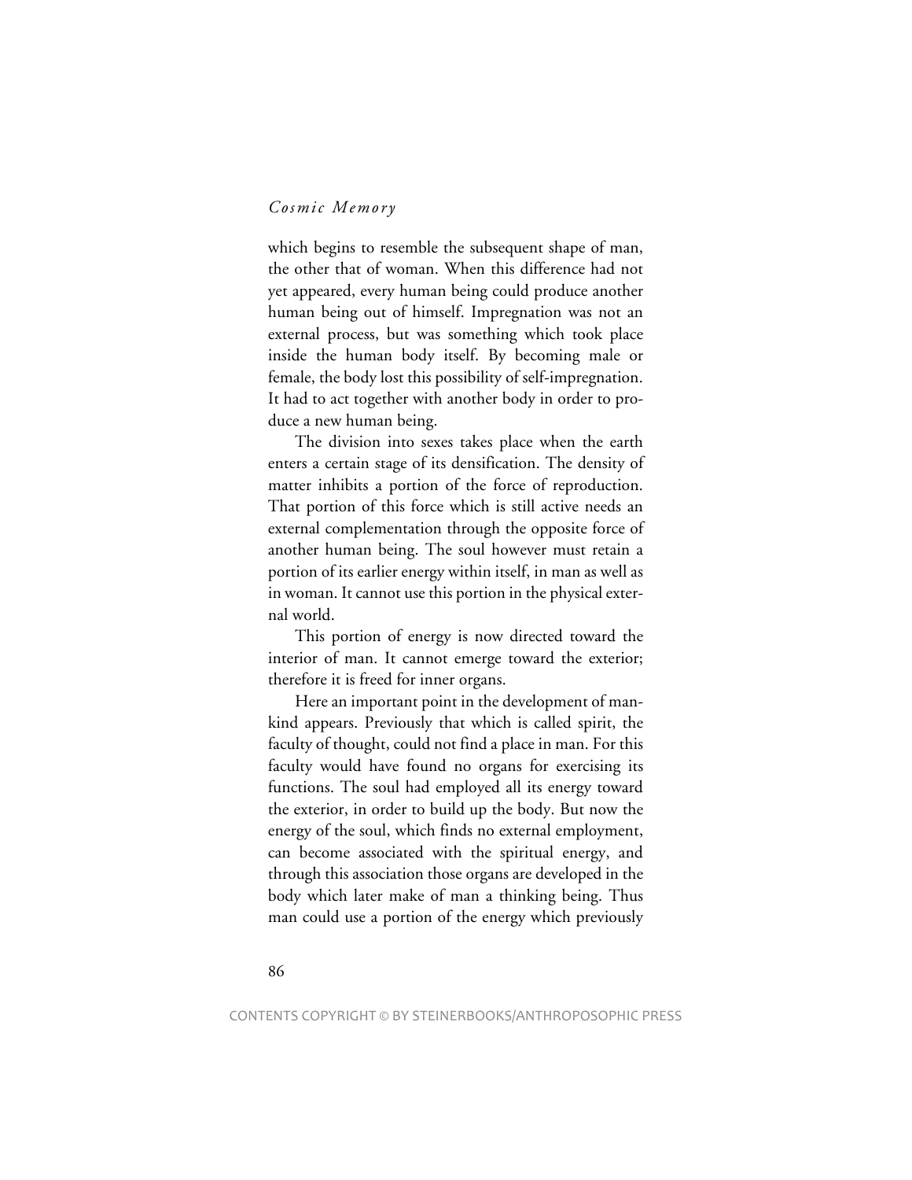which begins to resemble the subsequent shape of man, the other that of woman. When this difference had not yet appeared, every human being could produce another human being out of himself. Impregnation was not an external process, but was something which took place inside the human body itself. By becoming male or female, the body lost this possibility of self-impregnation. It had to act together with another body in order to produce a new human being.

The division into sexes takes place when the earth enters a certain stage of its densification. The density of matter inhibits a portion of the force of reproduction. That portion of this force which is still active needs an external complementation through the opposite force of another human being. The soul however must retain a portion of its earlier energy within itself, in man as well as in woman. It cannot use this portion in the physical external world.

This portion of energy is now directed toward the interior of man. It cannot emerge toward the exterior; therefore it is freed for inner organs.

Here an important point in the development of mankind appears. Previously that which is called spirit, the faculty of thought, could not find a place in man. For this faculty would have found no organs for exercising its functions. The soul had employed all its energy toward the exterior, in order to build up the body. But now the energy of the soul, which finds no external employment, can become associated with the spiritual energy, and through this association those organs are developed in the body which later make of man a thinking being. Thus man could use a portion of the energy which previously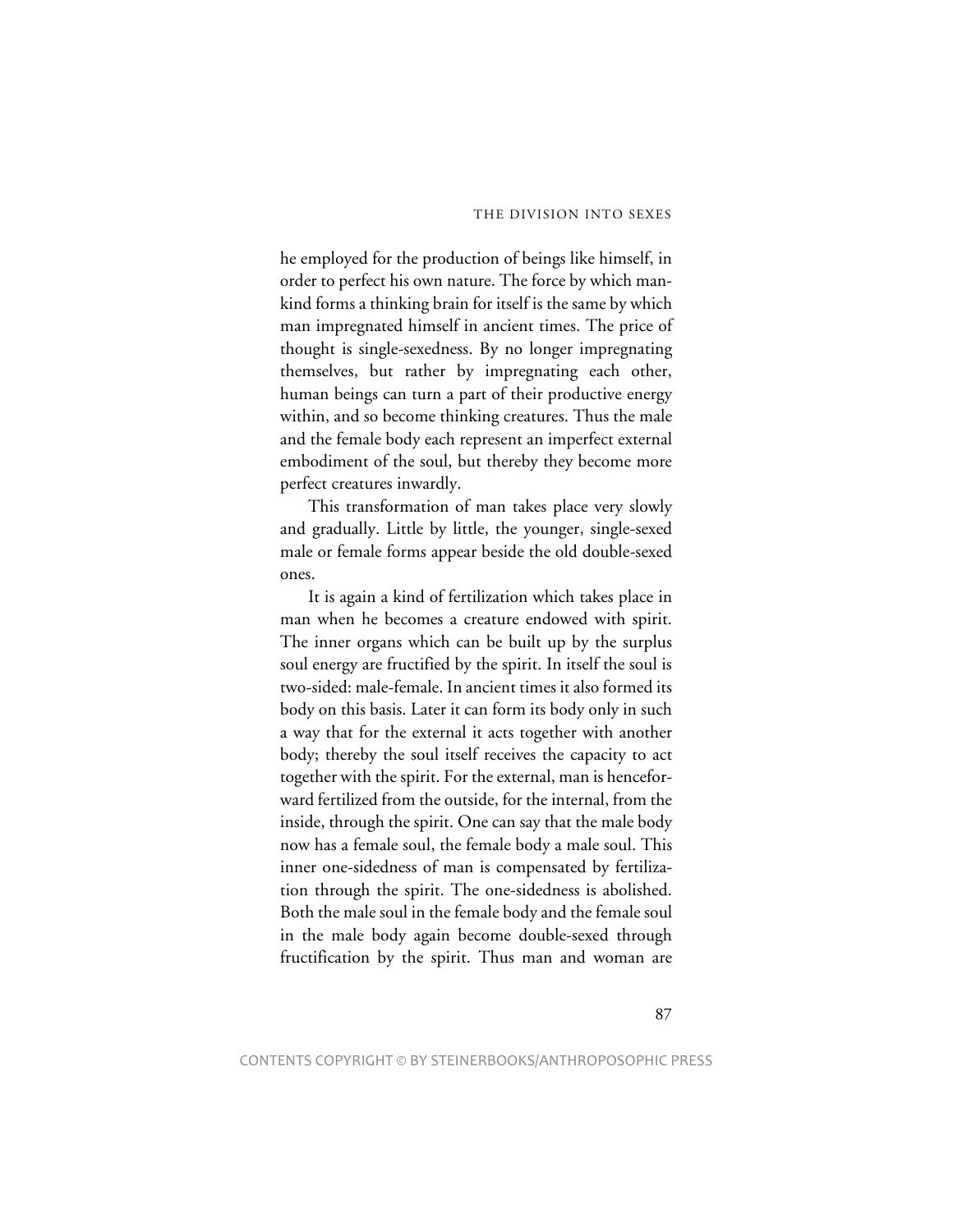he employed for the production of beings like himself, in order to perfect his own nature. The force by which mankind forms a thinking brain for itself is the same by which man impregnated himself in ancient times. The price of thought is single-sexedness. By no longer impregnating themselves, but rather by impregnating each other, human beings can turn a part of their productive energy within, and so become thinking creatures. Thus the male and the female body each represent an imperfect external embodiment of the soul, but thereby they become more perfect creatures inwardly.

This transformation of man takes place very slowly and gradually. Little by little, the younger, single-sexed male or female forms appear beside the old double-sexed ones.

It is again a kind of fertilization which takes place in man when he becomes a creature endowed with spirit. The inner organs which can be built up by the surplus soul energy are fructified by the spirit. In itself the soul is two-sided: male-female. In ancient times it also formed its body on this basis. Later it can form its body only in such a way that for the external it acts together with another body; thereby the soul itself receives the capacity to act together with the spirit. For the external, man is henceforward fertilized from the outside, for the internal, from the inside, through the spirit. One can say that the male body now has a female soul, the female body a male soul. This inner one-sidedness of man is compensated by fertilization through the spirit. The one-sidedness is abolished. Both the male soul in the female body and the female soul in the male body again become double-sexed through fructification by the spirit. Thus man and woman are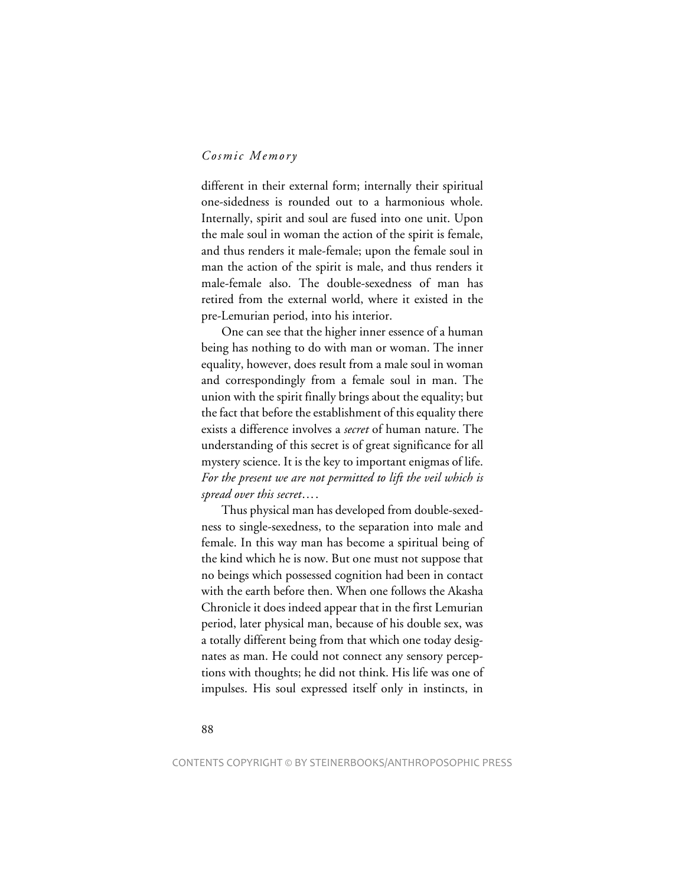different in their external form; internally their spiritual one-sidedness is rounded out to a harmonious whole. Internally, spirit and soul are fused into one unit. Upon the male soul in woman the action of the spirit is female, and thus renders it male-female; upon the female soul in man the action of the spirit is male, and thus renders it male-female also. The double-sexedness of man has retired from the external world, where it existed in the pre-Lemurian period, into his interior.

One can see that the higher inner essence of a human being has nothing to do with man or woman. The inner equality, however, does result from a male soul in woman and correspondingly from a female soul in man. The union with the spirit finally brings about the equality; but the fact that before the establishment of this equality there exists a difference involves a *secret* of human nature. The understanding of this secret is of great significance for all mystery science. It is the key to important enigmas of life. *For the present we are not permitted to lift the veil which is spread over this secret*….

Thus physical man has developed from double-sexedness to single-sexedness, to the separation into male and female. In this way man has become a spiritual being of the kind which he is now. But one must not suppose that no beings which possessed cognition had been in contact with the earth before then. When one follows the Akasha Chronicle it does indeed appear that in the first Lemurian period, later physical man, because of his double sex, was a totally different being from that which one today designates as man. He could not connect any sensory perceptions with thoughts; he did not think. His life was one of impulses. His soul expressed itself only in instincts, in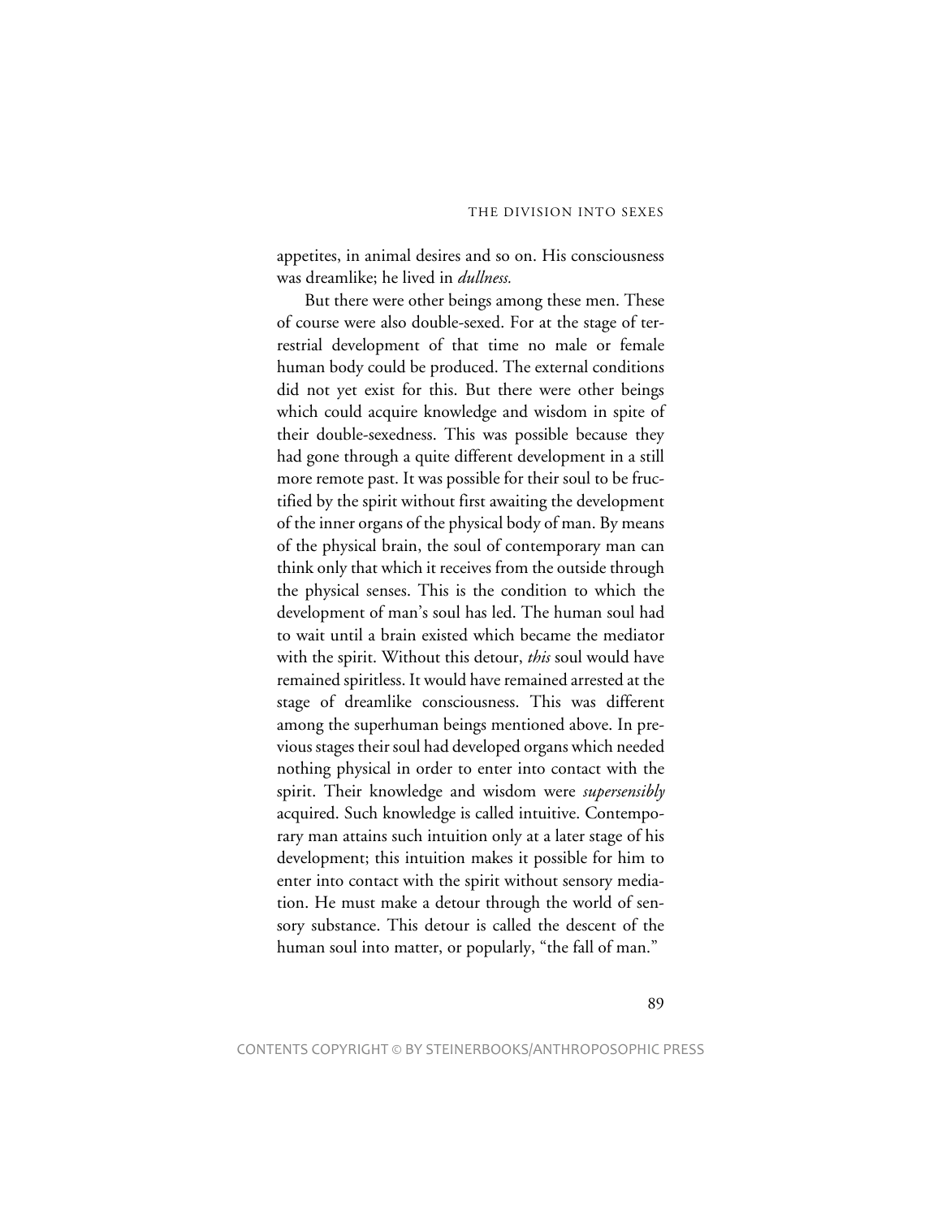appetites, in animal desires and so on. His consciousness was dreamlike; he lived in *dullness.*

But there were other beings among these men. These of course were also double-sexed. For at the stage of terrestrial development of that time no male or female human body could be produced. The external conditions did not yet exist for this. But there were other beings which could acquire knowledge and wisdom in spite of their double-sexedness. This was possible because they had gone through a quite different development in a still more remote past. It was possible for their soul to be fructified by the spirit without first awaiting the development of the inner organs of the physical body of man. By means of the physical brain, the soul of contemporary man can think only that which it receives from the outside through the physical senses. This is the condition to which the development of man's soul has led. The human soul had to wait until a brain existed which became the mediator with the spirit. Without this detour, *this* soul would have remained spiritless. It would have remained arrested at the stage of dreamlike consciousness. This was different among the superhuman beings mentioned above. In previous stages their soul had developed organs which needed nothing physical in order to enter into contact with the spirit. Their knowledge and wisdom were *supersensibly* acquired. Such knowledge is called intuitive. Contemporary man attains such intuition only at a later stage of his development; this intuition makes it possible for him to enter into contact with the spirit without sensory mediation. He must make a detour through the world of sensory substance. This detour is called the descent of the human soul into matter, or popularly, "the fall of man."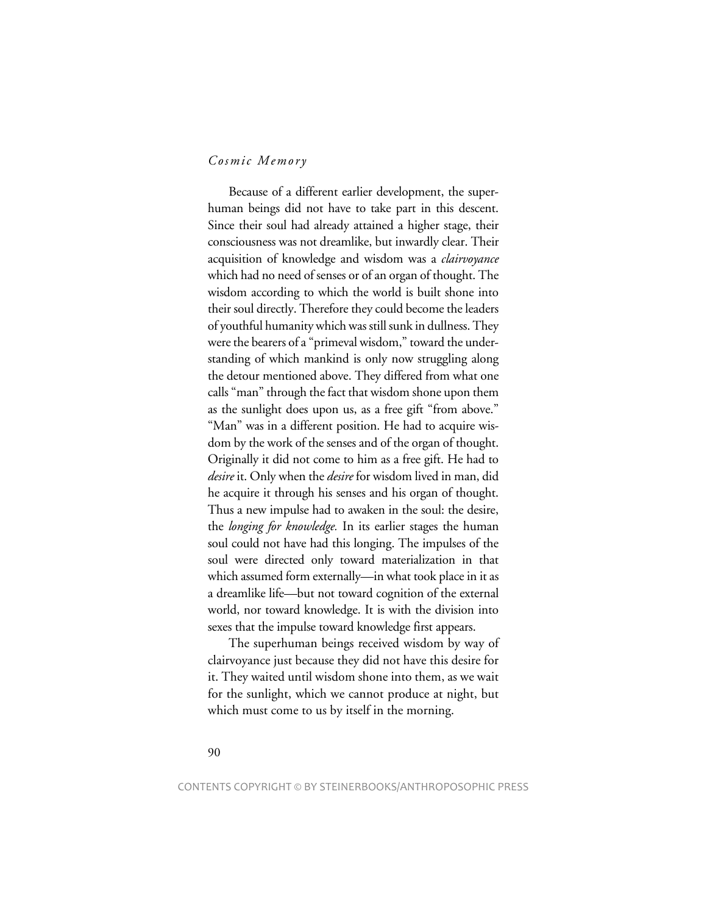Because of a different earlier development, the superhuman beings did not have to take part in this descent. Since their soul had already attained a higher stage, their consciousness was not dreamlike, but inwardly clear. Their acquisition of knowledge and wisdom was a *clairvoyance* which had no need of senses or of an organ of thought. The wisdom according to which the world is built shone into their soul directly. Therefore they could become the leaders of youthful humanity which was still sunk in dullness. They were the bearers of a "primeval wisdom," toward the understanding of which mankind is only now struggling along the detour mentioned above. They differed from what one calls "man" through the fact that wisdom shone upon them as the sunlight does upon us, as a free gift "from above." "Man" was in a different position. He had to acquire wisdom by the work of the senses and of the organ of thought. Originally it did not come to him as a free gift. He had to *desire* it. Only when the *desire* for wisdom lived in man, did he acquire it through his senses and his organ of thought. Thus a new impulse had to awaken in the soul: the desire, the *longing for knowledge.* In its earlier stages the human soul could not have had this longing. The impulses of the soul were directed only toward materialization in that which assumed form externally—in what took place in it as a dreamlike life—but not toward cognition of the external world, nor toward knowledge. It is with the division into sexes that the impulse toward knowledge first appears.

The superhuman beings received wisdom by way of clairvoyance just because they did not have this desire for it. They waited until wisdom shone into them, as we wait for the sunlight, which we cannot produce at night, but which must come to us by itself in the morning.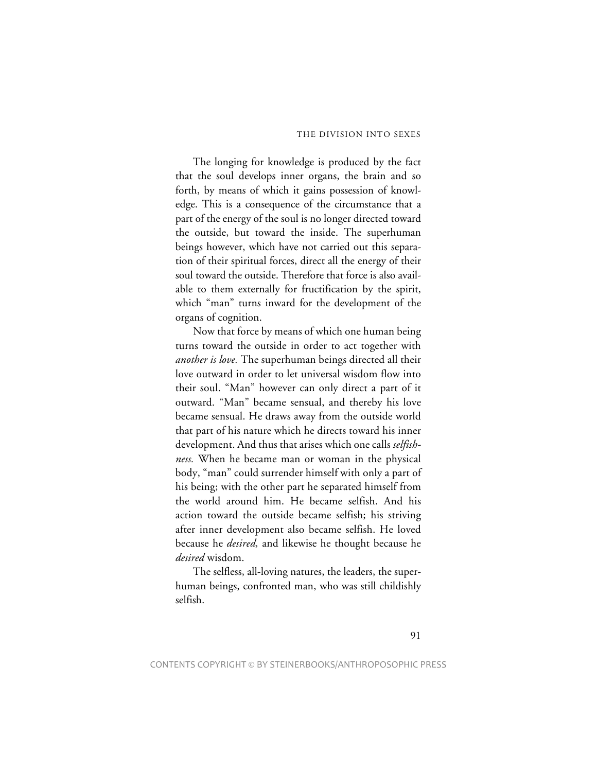The longing for knowledge is produced by the fact that the soul develops inner organs, the brain and so forth, by means of which it gains possession of knowledge. This is a consequence of the circumstance that a part of the energy of the soul is no longer directed toward the outside, but toward the inside. The superhuman beings however, which have not carried out this separation of their spiritual forces, direct all the energy of their soul toward the outside. Therefore that force is also available to them externally for fructification by the spirit, which "man" turns inward for the development of the organs of cognition.

Now that force by means of which one human being turns toward the outside in order to act together with *another is love.* The superhuman beings directed all their love outward in order to let universal wisdom flow into their soul. "Man" however can only direct a part of it outward. "Man" became sensual, and thereby his love became sensual. He draws away from the outside world that part of his nature which he directs toward his inner development. And thus that arises which one calls *selfishness.* When he became man or woman in the physical body, "man" could surrender himself with only a part of his being; with the other part he separated himself from the world around him. He became selfish. And his action toward the outside became selfish; his striving after inner development also became selfish. He loved because he *desired,* and likewise he thought because he *desired* wisdom.

The selfless, all-loving natures, the leaders, the superhuman beings, confronted man, who was still childishly selfish.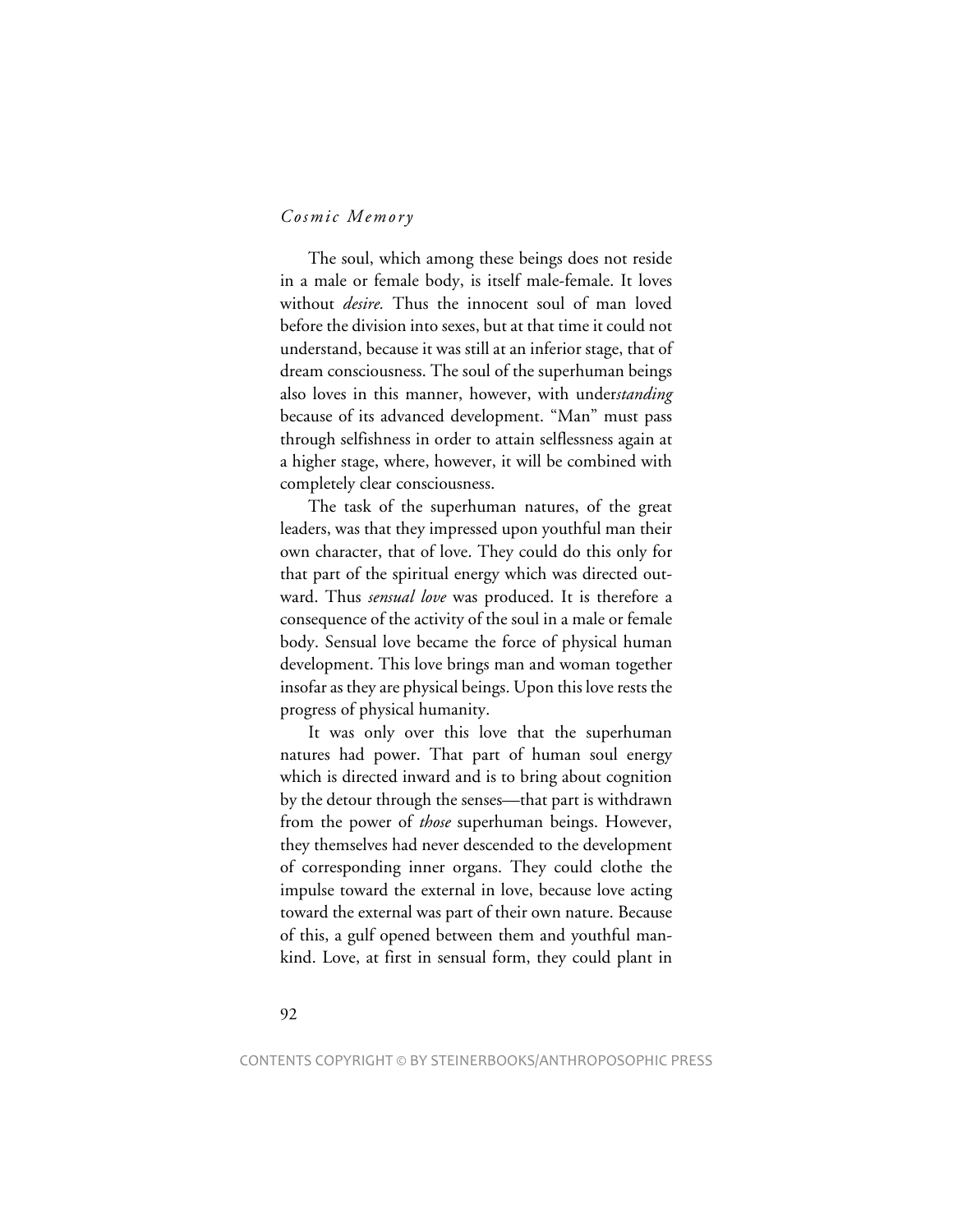The soul, which among these beings does not reside in a male or female body, is itself male-female. It loves without *desire.* Thus the innocent soul of man loved before the division into sexes, but at that time it could not understand, because it was still at an inferior stage, that of dream consciousness. The soul of the superhuman beings also loves in this manner, however, with under*standing* because of its advanced development. "Man" must pass through selfishness in order to attain selflessness again at a higher stage, where, however, it will be combined with completely clear consciousness.

The task of the superhuman natures, of the great leaders, was that they impressed upon youthful man their own character, that of love. They could do this only for that part of the spiritual energy which was directed outward. Thus *sensual love* was produced. It is therefore a consequence of the activity of the soul in a male or female body. Sensual love became the force of physical human development. This love brings man and woman together insofar as they are physical beings. Upon this love rests the progress of physical humanity.

It was only over this love that the superhuman natures had power. That part of human soul energy which is directed inward and is to bring about cognition by the detour through the senses—that part is withdrawn from the power of *those* superhuman beings. However, they themselves had never descended to the development of corresponding inner organs. They could clothe the impulse toward the external in love, because love acting toward the external was part of their own nature. Because of this, a gulf opened between them and youthful mankind. Love, at first in sensual form, they could plant in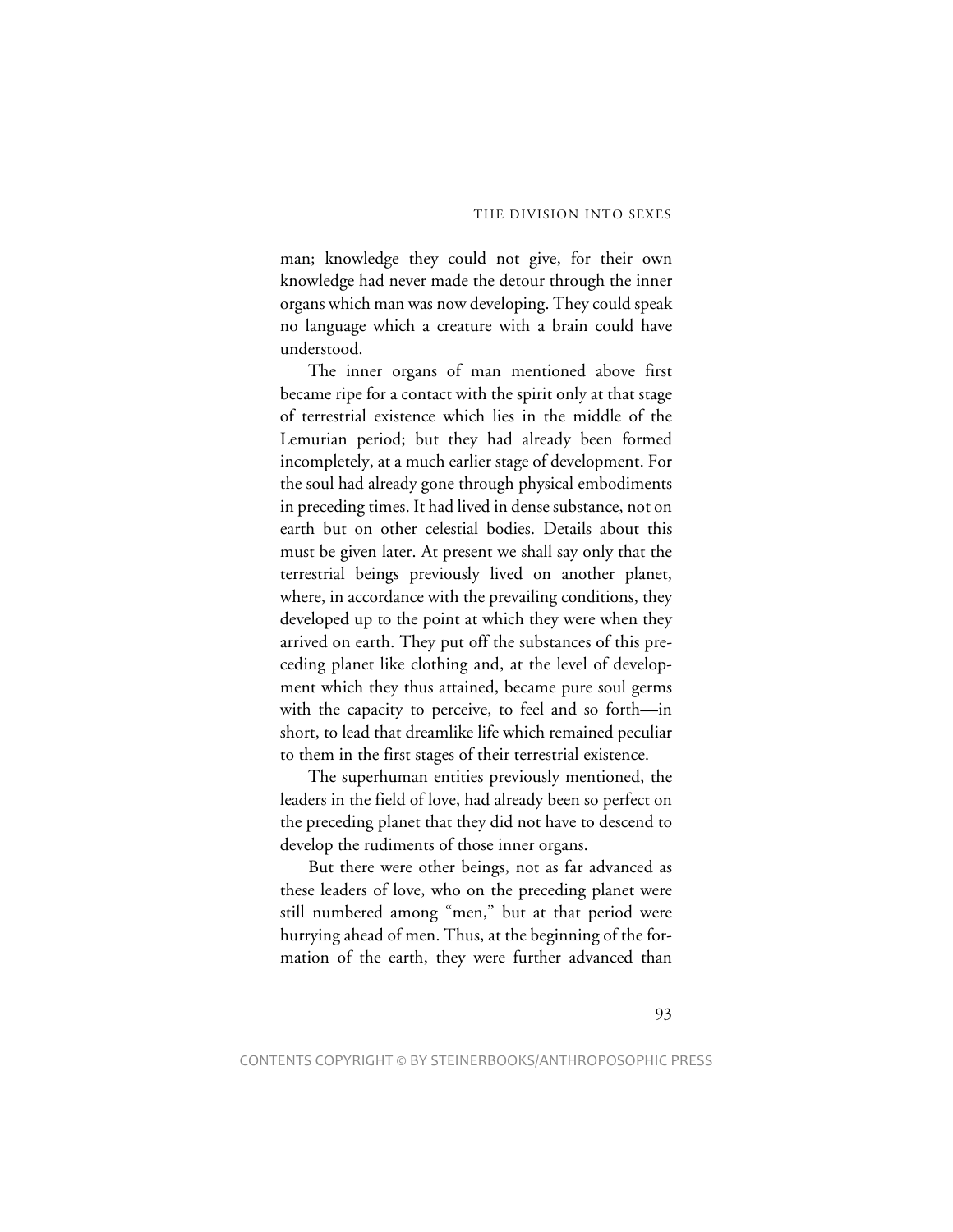man; knowledge they could not give, for their own knowledge had never made the detour through the inner organs which man was now developing. They could speak no language which a creature with a brain could have understood.

The inner organs of man mentioned above first became ripe for a contact with the spirit only at that stage of terrestrial existence which lies in the middle of the Lemurian period; but they had already been formed incompletely, at a much earlier stage of development. For the soul had already gone through physical embodiments in preceding times. It had lived in dense substance, not on earth but on other celestial bodies. Details about this must be given later. At present we shall say only that the terrestrial beings previously lived on another planet, where, in accordance with the prevailing conditions, they developed up to the point at which they were when they arrived on earth. They put off the substances of this preceding planet like clothing and, at the level of development which they thus attained, became pure soul germs with the capacity to perceive, to feel and so forth—in short, to lead that dreamlike life which remained peculiar to them in the first stages of their terrestrial existence.

The superhuman entities previously mentioned, the leaders in the field of love, had already been so perfect on the preceding planet that they did not have to descend to develop the rudiments of those inner organs.

But there were other beings, not as far advanced as these leaders of love, who on the preceding planet were still numbered among "men," but at that period were hurrying ahead of men. Thus, at the beginning of the formation of the earth, they were further advanced than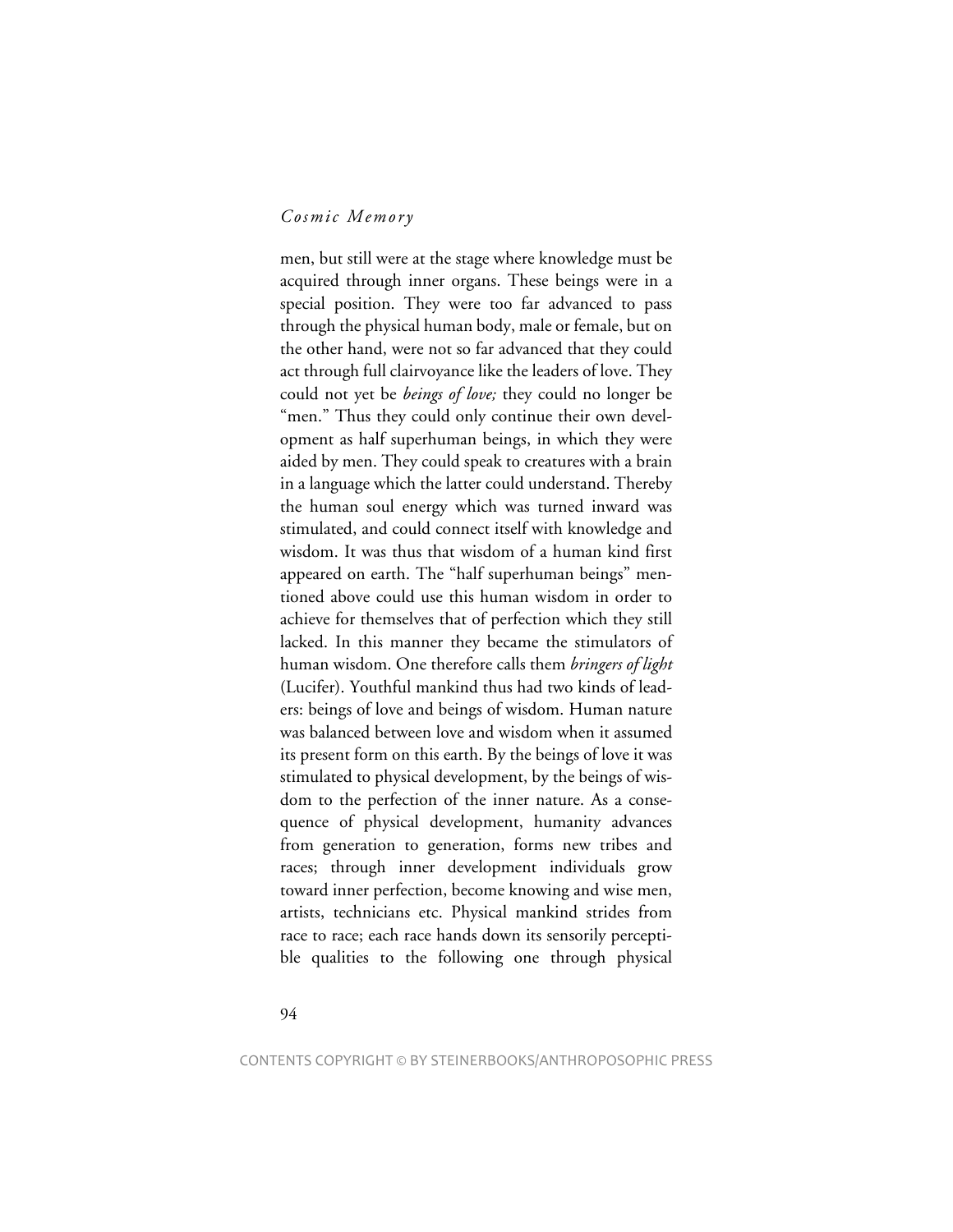men, but still were at the stage where knowledge must be acquired through inner organs. These beings were in a special position. They were too far advanced to pass through the physical human body, male or female, but on the other hand, were not so far advanced that they could act through full clairvoyance like the leaders of love. They could not yet be *beings of love;* they could no longer be "men." Thus they could only continue their own development as half superhuman beings, in which they were aided by men. They could speak to creatures with a brain in a language which the latter could understand. Thereby the human soul energy which was turned inward was stimulated, and could connect itself with knowledge and wisdom. It was thus that wisdom of a human kind first appeared on earth. The "half superhuman beings" mentioned above could use this human wisdom in order to achieve for themselves that of perfection which they still lacked. In this manner they became the stimulators of human wisdom. One therefore calls them *bringers of light* (Lucifer). Youthful mankind thus had two kinds of leaders: beings of love and beings of wisdom. Human nature was balanced between love and wisdom when it assumed its present form on this earth. By the beings of love it was stimulated to physical development, by the beings of wisdom to the perfection of the inner nature. As a consequence of physical development, humanity advances from generation to generation, forms new tribes and races; through inner development individuals grow toward inner perfection, become knowing and wise men, artists, technicians etc. Physical mankind strides from race to race; each race hands down its sensorily perceptible qualities to the following one through physical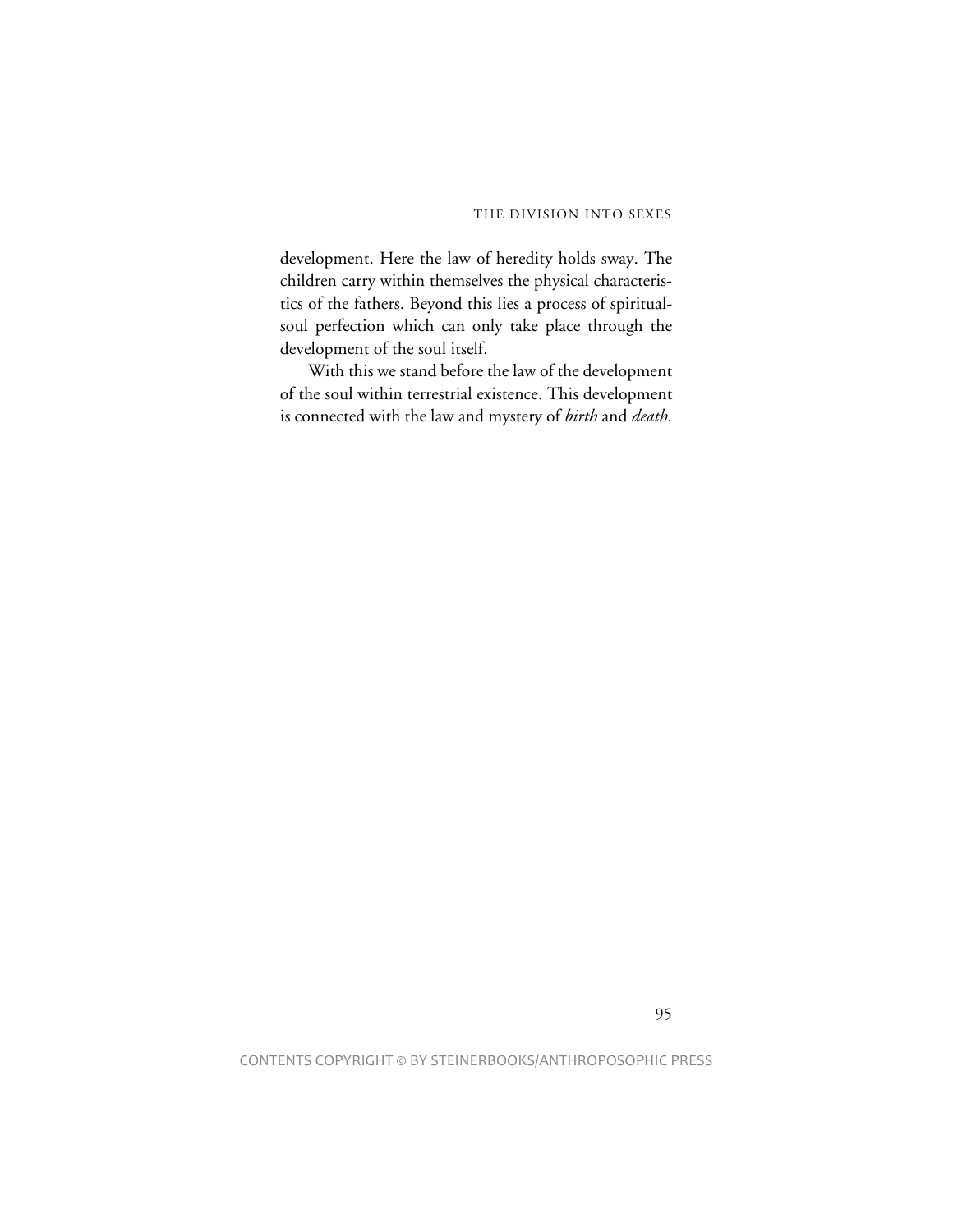development. Here the law of heredity holds sway. The children carry within themselves the physical characteristics of the fathers. Beyond this lies a process of spiritual-soul perfection which can only take place through the development of the soul itself.

With this we stand before the law of the development of the soul within terrestrial existence. This development is connected with the law and mystery of *birth* and *death*.